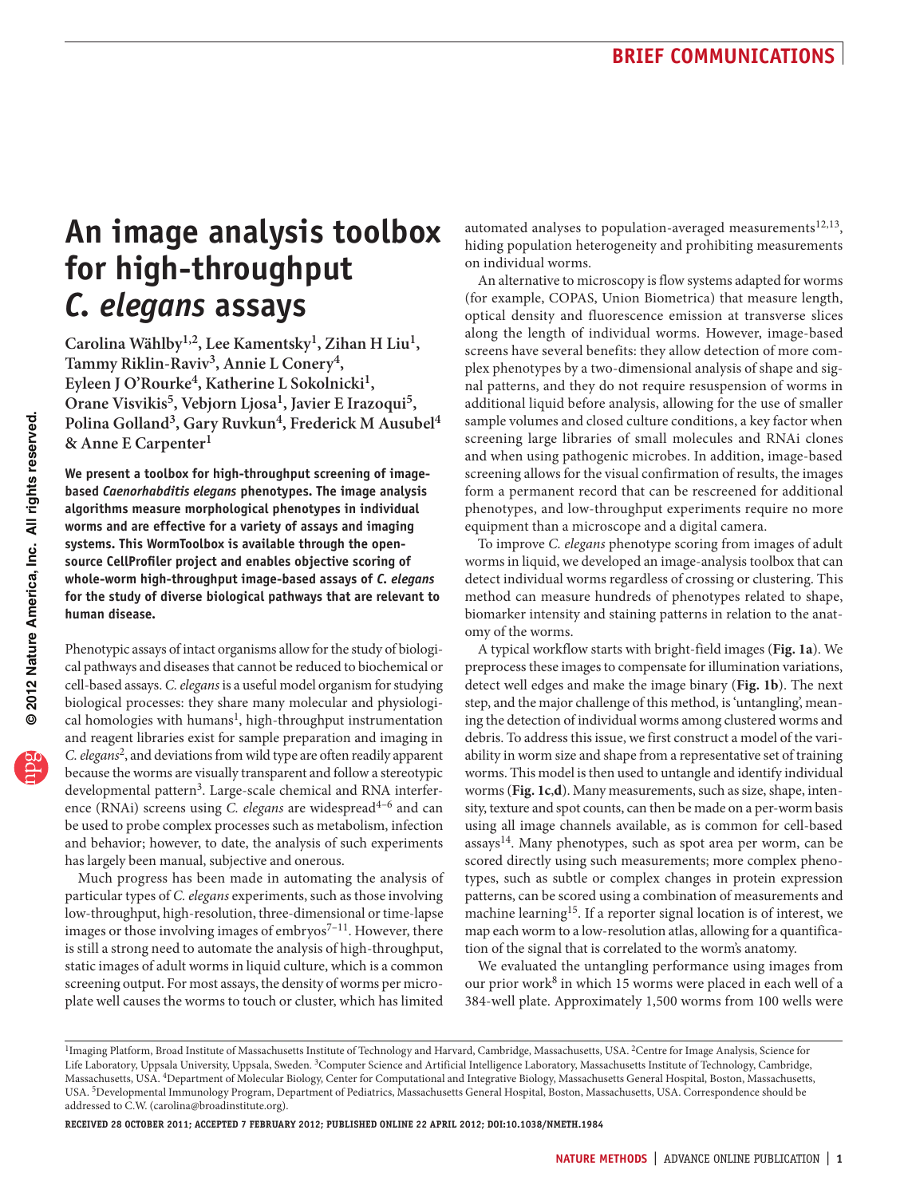# An image analysis toolbox for high-throughput *C. elegans* assays

**Carolina Wählby[1,2], Lee Kamentsky[1], Zihan H Liu[1], Tammy Riklin-Raviv[3], Annie L Conery[4], Eyleen J O'Rourke[4], Katherine L Sokolnicki[1], Orane Visvikis[5], Vebjorn Ljosa[1], Javier E Irazoqui[5], Polina Golland[3], Gary Ruvkun[4], Frederick M Ausubel[4] & Anne E Carpenter[1]**

**We present a toolbox for high-throughput screening of image-based *Caenorhabditis elegans* phenotypes. The image analysis algorithms measure morphological phenotypes in individual worms and are effective for a variety of assays and imaging systems. This WormToolbox is available through the open-source CellProfiler project and enables objective scoring of whole-worm high-throughput image-based assays of *C. elegans* for the study of diverse biological pathways that are relevant to human disease.**

Phenotypic assays of intact organisms allow for the study of biological pathways and diseases that cannot be reduced to biochemical or cell-based assays. *C. elegans* is a useful model organism for studying biological processes: they share many molecular and physiological homologies with humans[1], high-throughput instrumentation and reagent libraries exist for sample preparation and imaging in *C. elegans*[2], and deviations from wild type are often readily apparent because the worms are visually transparent and follow a stereotypic developmental pattern[3]. Large-scale chemical and RNA interference (RNAi) screens using *C. elegans* are widespread[4–6] and can be used to probe complex processes such as metabolism, infection and behavior; however, to date, the analysis of such experiments has largely been manual, subjective and onerous.

Much progress has been made in automating the analysis of particular types of *C. elegans* experiments, such as those involving low-throughput, high-resolution, three-dimensional or time-lapse images or those involving images of embryos[7–11]. However, there is still a strong need to automate the analysis of high-throughput, static images of adult worms in liquid culture, which is a common screening output. For most assays, the density of worms per microplate well causes the worms to touch or cluster, which has limited automated analyses to population-averaged measurements[12,13], hiding population heterogeneity and prohibiting measurements on individual worms.

An alternative to microscopy is flow systems adapted for worms (for example, COPAS, Union Biometrica) that measure length, optical density and fluorescence emission at transverse slices along the length of individual worms. However, image-based screens have several benefits: they allow detection of more complex phenotypes by a two-dimensional analysis of shape and signal patterns, and they do not require resuspension of worms in additional liquid before analysis, allowing for the use of smaller sample volumes and closed culture conditions, a key factor when screening large libraries of small molecules and RNAi clones and when using pathogenic microbes. In addition, image-based screening allows for the visual confirmation of results, the images form a permanent record that can be rescreened for additional phenotypes, and low-throughput experiments require no more equipment than a microscope and a digital camera.

To improve *C. elegans* phenotype scoring from images of adult worms in liquid, we developed an image-analysis toolbox that can detect individual worms regardless of crossing or clustering. This method can measure hundreds of phenotypes related to shape, biomarker intensity and staining patterns in relation to the anatomy of the worms.

A typical workflow starts with bright-field images (**Fig. 1a**). We preprocess these images to compensate for illumination variations, detect well edges and make the image binary (**Fig. 1b**). The next step, and the major challenge of this method, is 'untangling', meaning the detection of individual worms among clustered worms and debris. To address this issue, we first construct a model of the variability in worm size and shape from a representative set of training worms. This model is then used to untangle and identify individual worms (**Fig. 1c**,**d**). Many measurements, such as size, shape, intensity, texture and spot counts, can then be made on a per-worm basis using all image channels available, as is common for cell-based assays[14]. Many phenotypes, such as spot area per worm, can be scored directly using such measurements; more complex phenotypes, such as subtle or complex changes in protein expression patterns, can be scored using a combination of measurements and machine learning[15]. If a reporter signal location is of interest, we map each worm to a low-resolution atlas, allowing for a quantification of the signal that is correlated to the worm's anatomy.

We evaluated the untangling performance using images from our prior work[8] in which 15 worms were placed in each well of a 384-well plate. Approximately 1,500 worms from 100 wells were

[1]Imaging Platform, Broad Institute of Massachusetts Institute of Technology and Harvard, Cambridge, Massachusetts, USA. [2]Centre for Image Analysis, Science for Life Laboratory, Uppsala University, Uppsala, Sweden. [3]Computer Science and Artificial Intelligence Laboratory, Massachusetts Institute of Technology, Cambridge, Massachusetts, USA. [4]Department of Molecular Biology, Center for Computational and Integrative Biology, Massachusetts General Hospital, Boston, Massachusetts, USA. [5]Developmental Immunology Program, Department of Pediatrics, Massachusetts General Hospital, Boston, Massachusetts, USA. Correspondence should be addressed to C.W. (carolina@broadinstitute.org).

**Received 28 October 2011; accepted 7 February 2012; published online 22 April 2012; doi:10.1038/nmeth.1984**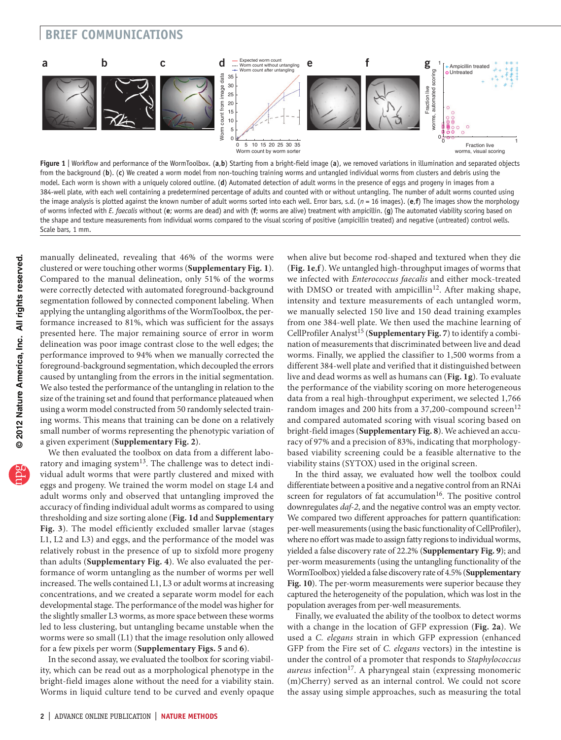**Figure 1** | Workflow and performance of the WormToolbox. (**a**,**b**) Starting from a bright-field image (**a**), we removed variations in illumination and separated objects from the background (**b**). (**c**) We created a worm model from non-touching training worms and untangled individual worms from clusters and debris using the model. Each worm is shown with a uniquely colored outline. (**d**) Automated detection of adult worms in the presence of eggs and progeny in images from a 384-well plate, with each well containing a predetermined percentage of adults and counted with or without untangling. The number of adult worms counted using the image analysis is plotted against the known number of adult worms sorted into each well. Error bars, s.d. ($n = 16$ images). (**e**,**f**) The images show the morphology of worms infected with *E. faecalis* without (**e**; worms are dead) and with (**f**; worms are alive) treatment with ampicillin. (**g**) The automated viability scoring based on the shape and texture measurements from individual worms compared to the visual scoring of positive (ampicillin treated) and negative (untreated) control wells. Scale bars, 1 mm.

manually delineated, revealing that 46% of the worms were clustered or were touching other worms (**Supplementary Fig. 1**). Compared to the manual delineation, only 51% of the worms were correctly detected with automated foreground-background segmentation followed by connected component labeling. When applying the untangling algorithms of the WormToolbox, the performance increased to 81%, which was sufficient for the assays presented here. The major remaining source of error in worm delineation was poor image contrast close to the well edges; the performance improved to 94% when we manually corrected the foreground-background segmentation, which decoupled the errors caused by untangling from the errors in the initial segmentation. We also tested the performance of the untangling in relation to the size of the training set and found that performance plateaued when using a worm model constructed from 50 randomly selected training worms. This means that training can be done on a relatively small number of worms representing the phenotypic variation of a given experiment (**Supplementary Fig. 2**).

We then evaluated the toolbox on data from a different laboratory and imaging system[13]. The challenge was to detect individual adult worms that were partly clustered and mixed with eggs and progeny. We trained the worm model on stage L4 and adult worms only and observed that untangling improved the accuracy of finding individual adult worms as compared to using thresholding and size sorting alone (**Fig. 1d** and **Supplementary Fig. 3**). The model efficiently excluded smaller larvae (stages L1, L2 and L3) and eggs, and the performance of the model was relatively robust in the presence of up to sixfold more progeny than adults (**Supplementary Fig. 4**). We also evaluated the performance of worm untangling as the number of worms per well increased. The wells contained L1, L3 or adult worms at increasing concentrations, and we created a separate worm model for each developmental stage. The performance of the model was higher for the slightly smaller L3 worms, as more space between these worms led to less clustering, but untangling became unstable when the worms were so small (L1) that the image resolution only allowed for a few pixels per worm (**Supplementary Figs. 5** and **6**).

In the second assay, we evaluated the toolbox for scoring viability, which can be read out as a morphological phenotype in the bright-field images alone without the need for a viability stain. Worms in liquid culture tend to be curved and evenly opaque when alive but become rod-shaped and textured when they die (**Fig. 1e**,**f**). We untangled high-throughput images of worms that we infected with *Enterococcus faecalis* and either mock-treated with DMSO or treated with ampicillin[12]. After making shape, intensity and texture measurements of each untangled worm, we manually selected 150 live and 150 dead training examples from one 384-well plate. We then used the machine learning of CellProfiler Analyst[15] (**Supplementary Fig. 7**) to identify a combination of measurements that discriminated between live and dead worms. Finally, we applied the classifier to 1,500 worms from a different 384-well plate and verified that it distinguished between live and dead worms as well as humans can (**Fig. 1g**). To evaluate the performance of the viability scoring on more heterogeneous data from a real high-throughput experiment, we selected 1,766 random images and 200 hits from a 37,200-compound screen[12] and compared automated scoring with visual scoring based on bright-field images (**Supplementary Fig. 8**). We achieved an accuracy of 97% and a precision of 83%, indicating that morphology-based viability screening could be a feasible alternative to the viability stains (SYTOX) used in the original screen.

In the third assay, we evaluated how well the toolbox could differentiate between a positive and a negative control from an RNAi screen for regulators of fat accumulation[16]. The positive control downregulates *daf-2*, and the negative control was an empty vector. We compared two different approaches for pattern quantification: per-well measurements (using the basic functionality of CellProfiler), where no effort was made to assign fatty regions to individual worms, yielded a false discovery rate of 22.2% (**Supplementary Fig. 9**); and per-worm measurements (using the untangling functionality of the WormToolbox) yielded a false discovery rate of 4.5% (**Supplementary Fig. 10**). The per-worm measurements were superior because they captured the heterogeneity of the population, which was lost in the population averages from per-well measurements.

Finally, we evaluated the ability of the toolbox to detect worms with a change in the location of GFP expression (**Fig. 2a**). We used a *C. elegans* strain in which GFP expression (enhanced GFP from the Fire set of *C. elegans* vectors) in the intestine is under the control of a promoter that responds to *Staphylococcus aureus* infection[17]. A pharyngeal stain (expressing monomeric (m)Cherry) served as an internal control. We could not score the assay using simple approaches, such as measuring the total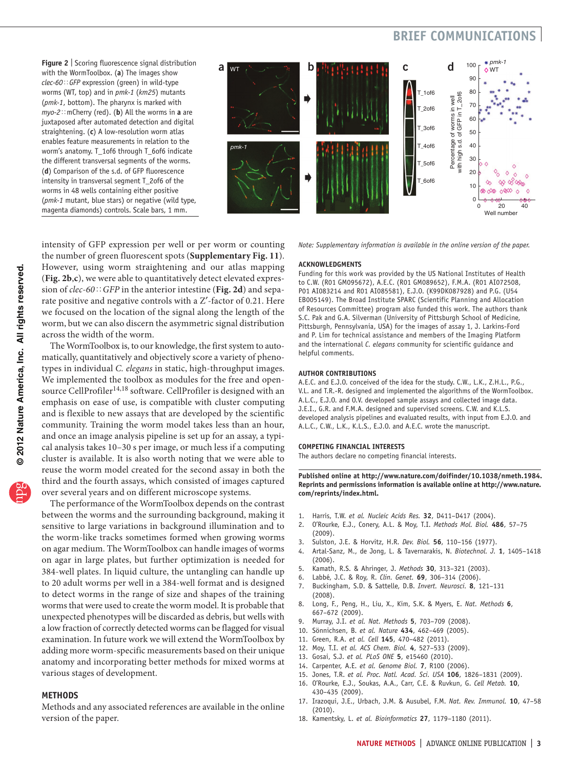**Figure 2** | Scoring fluorescence signal distribution with the WormToolbox. (**a**) The images show *clec-60*::*GFP* expression (green) in wild-type worms (WT, top) and in *pmk-1* (*km25*) mutants (*pmk-1*, bottom). The pharynx is marked with *myo-2*::mCherry (red). (**b**) All the worms in **a** are juxtaposed after automated detection and digital straightening. (**c**) A low-resolution worm atlas enables feature measurements in relation to the worm's anatomy. T_1of6 through T_6of6 indicate the different transversal segments of the worms. (**d**) Comparison of the s.d. of GFP fluorescence intensity in transversal segment T_2of6 of the worms in 48 wells containing either positive (*pmk-1* mutant, blue stars) or negative (wild type, magenta diamonds) controls. Scale bars, 1 mm.

a
WT
pmk-1
b
c
T_1of6
T_2of6
T_3of6
T_4of6
T_5of6
T_6of6
d
Percentage of worms in well with high s.d. of GFP in T_2of6
100
90
80
70
60
50
40
30
20
10
0
0
20
40
Well number
pmk-1
WT

intensity of GFP expression per well or per worm or counting the number of green fluorescent spots (**Supplementary Fig. 11**). However, using worm straightening and our atlas mapping (**Fig. 2b**,**c**), we were able to quantitatively detect elevated expression of *clec-60*::*GFP* in the anterior intestine (**Fig. 2d**) and separate positive and negative controls with a Z′-factor of 0.21. Here we focused on the location of the signal along the length of the worm, but we can also discern the asymmetric signal distribution across the width of the worm.

The WormToolbox is, to our knowledge, the first system to automatically, quantitatively and objectively score a variety of phenotypes in individual *C. elegans* in static, high-throughput images. We implemented the toolbox as modules for the free and open-source CellProfiler[14,18] software. CellProfiler is designed with an emphasis on ease of use, is compatible with cluster computing and is flexible to new assays that are developed by the scientific community. Training the worm model takes less than an hour, and once an image analysis pipeline is set up for an assay, a typical analysis takes 10–30 s per image, or much less if a computing cluster is available. It is also worth noting that we were able to reuse the worm model created for the second assay in both the third and the fourth assays, which consisted of images captured over several years and on different microscope systems.

The performance of the WormToolbox depends on the contrast between the worms and the surrounding background, making it sensitive to large variations in background illumination and to the worm-like tracks sometimes formed when growing worms on agar medium. The WormToolbox can handle images of worms on agar in large plates, but further optimization is needed for 384-well plates. In liquid culture, the untangling can handle up to 20 adult worms per well in a 384-well format and is designed to detect worms in the range of size and shapes of the training worms that were used to create the worm model. It is probable that unexpected phenotypes will be discarded as debris, but wells with a low fraction of correctly detected worms can be flagged for visual examination. In future work we will extend the WormToolbox by adding more worm-specific measurements based on their unique anatomy and incorporating better methods for mixed worms at various stages of development.

## METHODS

Methods and any associated references are available in the online version of the paper.

*Note: Supplementary information is available in the online version of the paper.*

### ACKNOWLEDGMENTS

Funding for this work was provided by the US National Institutes of Health to C.W. (R01 GM095672), A.E.C. (R01 GM089652), F.M.A. (R01 AI072508, P01 AI083214 and R01 AI085581), E.J.O. (K99DK087928) and P.G. (U54 EB005149). The Broad Institute SPARC (Scientific Planning and Allocation of Resources Committee) program also funded this work. The authors thank S.C. Pak and G.A. Silverman (University of Pittsburgh School of Medicine, Pittsburgh, Pennsylvania, USA) for the images of assay 1, J. Larkins-Ford and P. Lim for technical assistance and members of the Imaging Platform and the international *C. elegans* community for scientific guidance and helpful comments.

### AUTHOR CONTRIBUTIONS

A.E.C. and E.J.O. conceived of the idea for the study. C.W., L.K., Z.H.L., P.G., V.L. and T.R.-R. designed and implemented the algorithms of the WormToolbox. A.L.C., E.J.O. and O.V. developed sample assays and collected image data. J.E.I., G.R. and F.M.A. designed and supervised screens. C.W. and K.L.S. developed analysis pipelines and evaluated results, with input from E.J.O. and A.L.C., C.W., L.K., K.L.S., E.J.O. and A.E.C. wrote the manuscript.

### COMPETING FINANCIAL INTERESTS

The authors declare no competing financial interests.

**Published online at http://www.nature.com/doifinder/10.1038/nmeth.1984. Reprints and permissions information is available online at http://www.nature.com/reprints/index.html.**

1. Harris, T.W. *et al. Nucleic Acids Res.* **32**, D411–D417 (2004).
2. O'Rourke, E.J., Conery, A.L. & Moy, T.I. *Methods Mol. Biol.* **486**, 57–75 (2009).
3. Sulston, J.E. & Horvitz, H.R. *Dev. Biol.* **56**, 110–156 (1977).
4. Artal-Sanz, M., de Jong, L. & Tavernarakis, N. *Biotechnol. J.* **1**, 1405–1418 (2006).
5. Kamath, R.S. & Ahringer, J. *Methods* **30**, 313–321 (2003).
6. Labbé, J.C. & Roy, R. *Clin. Genet.* **69**, 306–314 (2006).
7. Buckingham, S.D. & Sattelle, D.B. *Invert. Neurosci.* **8**, 121–131 (2008).
8. Long, F., Peng, H., Liu, X., Kim, S.K. & Myers, E. *Nat. Methods* **6**, 667–672 (2009).
9. Murray, J.I. *et al. Nat. Methods* **5**, 703–709 (2008).
10. Sönnichsen, B. *et al. Nature* **434**, 462–469 (2005).
11. Green, R.A. *et al. Cell* **145**, 470–482 (2011).
12. Moy, T.I. *et al. ACS Chem. Biol.* **4**, 527–533 (2009).
13. Gosai, S.J. *et al. PLoS ONE* **5**, e15460 (2010).
14. Carpenter, A.E. *et al. Genome Biol.* **7**, R100 (2006).
15. Jones, T.R. *et al. Proc. Natl. Acad. Sci. USA* **106**, 1826–1831 (2009).
16. O'Rourke, E.J., Soukas, A.A., Carr, C.E. & Ruvkun, G. *Cell Metab.* **10**, 430–435 (2009).
17. Irazoqui, J.E., Urbach, J.M. & Ausubel, F.M. *Nat. Rev. Immunol.* **10**, 47–58 (2010).
18. Kamentsky, L. *et al. Bioinformatics* **27**, 1179–1180 (2011).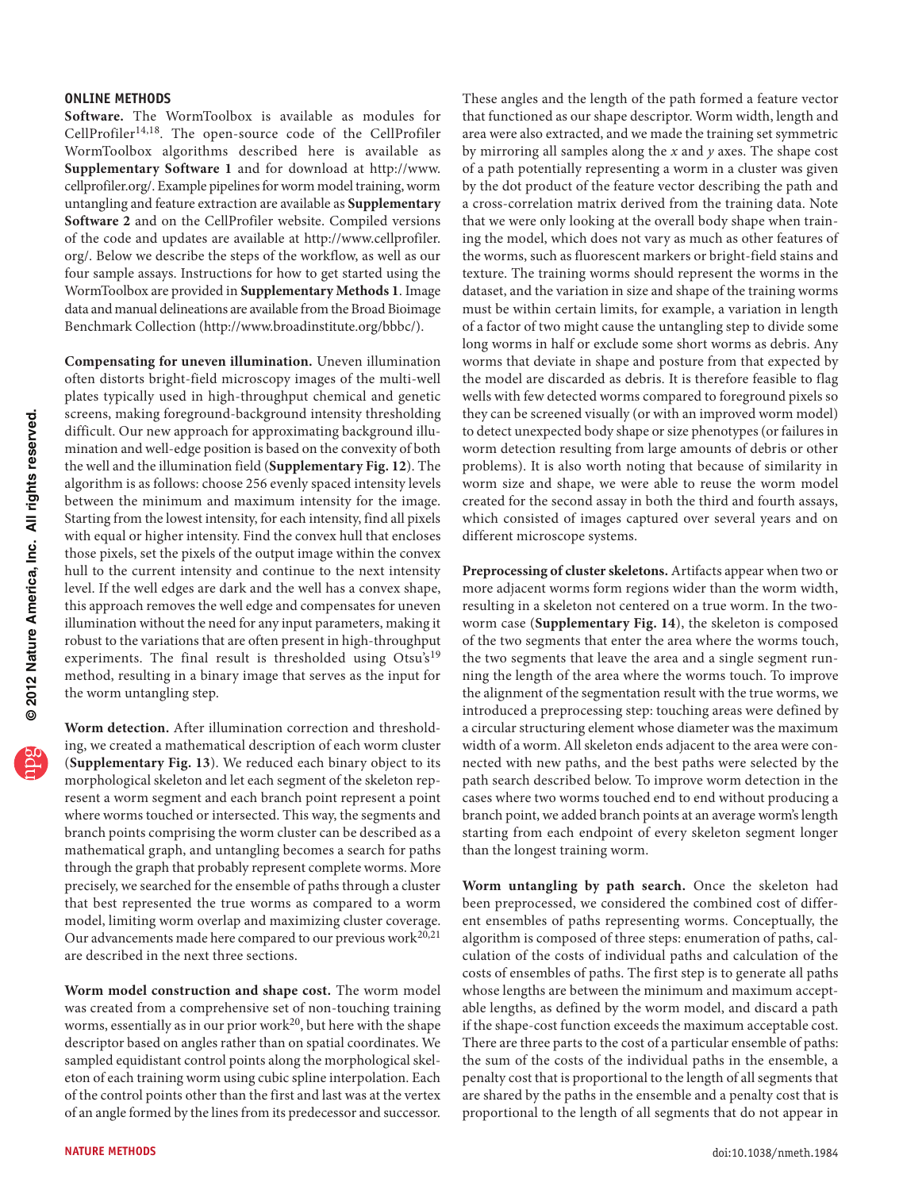## ONLINE METHODS

**Software.** The WormToolbox is available as modules for CellProfiler[14,18]. The open-source code of the CellProfiler WormToolbox algorithms described here is available as **Supplementary Software 1** and for download at http://www.cellprofiler.org/. Example pipelines for worm model training, worm untangling and feature extraction are available as **Supplementary Software 2** and on the CellProfiler website. Compiled versions of the code and updates are available at http://www.cellprofiler.org/. Below we describe the steps of the workflow, as well as our four sample assays. Instructions for how to get started using the WormToolbox are provided in **Supplementary Methods 1**. Image data and manual delineations are available from the Broad Bioimage Benchmark Collection (http://www.broadinstitute.org/bbbc/).

**Compensating for uneven illumination.** Uneven illumination often distorts bright-field microscopy images of the multi-well plates typically used in high-throughput chemical and genetic screens, making foreground-background intensity thresholding difficult. Our new approach for approximating background illumination and well-edge position is based on the convexity of both the well and the illumination field (**Supplementary Fig. 12**). The algorithm is as follows: choose 256 evenly spaced intensity levels between the minimum and maximum intensity for the image. Starting from the lowest intensity, for each intensity, find all pixels with equal or higher intensity. Find the convex hull that encloses those pixels, set the pixels of the output image within the convex hull to the current intensity and continue to the next intensity level. If the well edges are dark and the well has a convex shape, this approach removes the well edge and compensates for uneven illumination without the need for any input parameters, making it robust to the variations that are often present in high-throughput experiments. The final result is thresholded using Otsu's[19] method, resulting in a binary image that serves as the input for the worm untangling step.

**Worm detection.** After illumination correction and thresholding, we created a mathematical description of each worm cluster (**Supplementary Fig. 13**). We reduced each binary object to its morphological skeleton and let each segment of the skeleton represent a worm segment and each branch point represent a point where worms touched or intersected. This way, the segments and branch points comprising the worm cluster can be described as a mathematical graph, and untangling becomes a search for paths through the graph that probably represent complete worms. More precisely, we searched for the ensemble of paths through a cluster that best represented the true worms as compared to a worm model, limiting worm overlap and maximizing cluster coverage. Our advancements made here compared to our previous work[20,21] are described in the next three sections.

**Worm model construction and shape cost.** The worm model was created from a comprehensive set of non-touching training worms, essentially as in our prior work[20], but here with the shape descriptor based on angles rather than on spatial coordinates. We sampled equidistant control points along the morphological skeleton of each training worm using cubic spline interpolation. Each of the control points other than the first and last was at the vertex of an angle formed by the lines from its predecessor and successor. These angles and the length of the path formed a feature vector that functioned as our shape descriptor. Worm width, length and area were also extracted, and we made the training set symmetric by mirroring all samples along the *x* and *y* axes. The shape cost of a path potentially representing a worm in a cluster was given by the dot product of the feature vector describing the path and a cross-correlation matrix derived from the training data. Note that we were only looking at the overall body shape when training the model, which does not vary as much as other features of the worms, such as fluorescent markers or bright-field stains and texture. The training worms should represent the worms in the dataset, and the variation in size and shape of the training worms must be within certain limits, for example, a variation in length of a factor of two might cause the untangling step to divide some long worms in half or exclude some short worms as debris. Any worms that deviate in shape and posture from that expected by the model are discarded as debris. It is therefore feasible to flag wells with few detected worms compared to foreground pixels so they can be screened visually (or with an improved worm model) to detect unexpected body shape or size phenotypes (or failures in worm detection resulting from large amounts of debris or other problems). It is also worth noting that because of similarity in worm size and shape, we were able to reuse the worm model created for the second assay in both the third and fourth assays, which consisted of images captured over several years and on different microscope systems.

**Preprocessing of cluster skeletons.** Artifacts appear when two or more adjacent worms form regions wider than the worm width, resulting in a skeleton not centered on a true worm. In the two-worm case (**Supplementary Fig. 14**), the skeleton is composed of the two segments that enter the area where the worms touch, the two segments that leave the area and a single segment running the length of the area where the worms touch. To improve the alignment of the segmentation result with the true worms, we introduced a preprocessing step: touching areas were defined by a circular structuring element whose diameter was the maximum width of a worm. All skeleton ends adjacent to the area were connected with new paths, and the best paths were selected by the path search described below. To improve worm detection in the cases where two worms touched end to end without producing a branch point, we added branch points at an average worm's length starting from each endpoint of every skeleton segment longer than the longest training worm.

**Worm untangling by path search.** Once the skeleton had been preprocessed, we considered the combined cost of different ensembles of paths representing worms. Conceptually, the algorithm is composed of three steps: enumeration of paths, calculation of the costs of individual paths and calculation of the costs of ensembles of paths. The first step is to generate all paths whose lengths are between the minimum and maximum acceptable lengths, as defined by the worm model, and discard a path if the shape-cost function exceeds the maximum acceptable cost. There are three parts to the cost of a particular ensemble of paths: the sum of the costs of the individual paths in the ensemble, a penalty cost that is proportional to the length of all segments that are shared by the paths in the ensemble and a penalty cost that is proportional to the length of all segments that do not appear in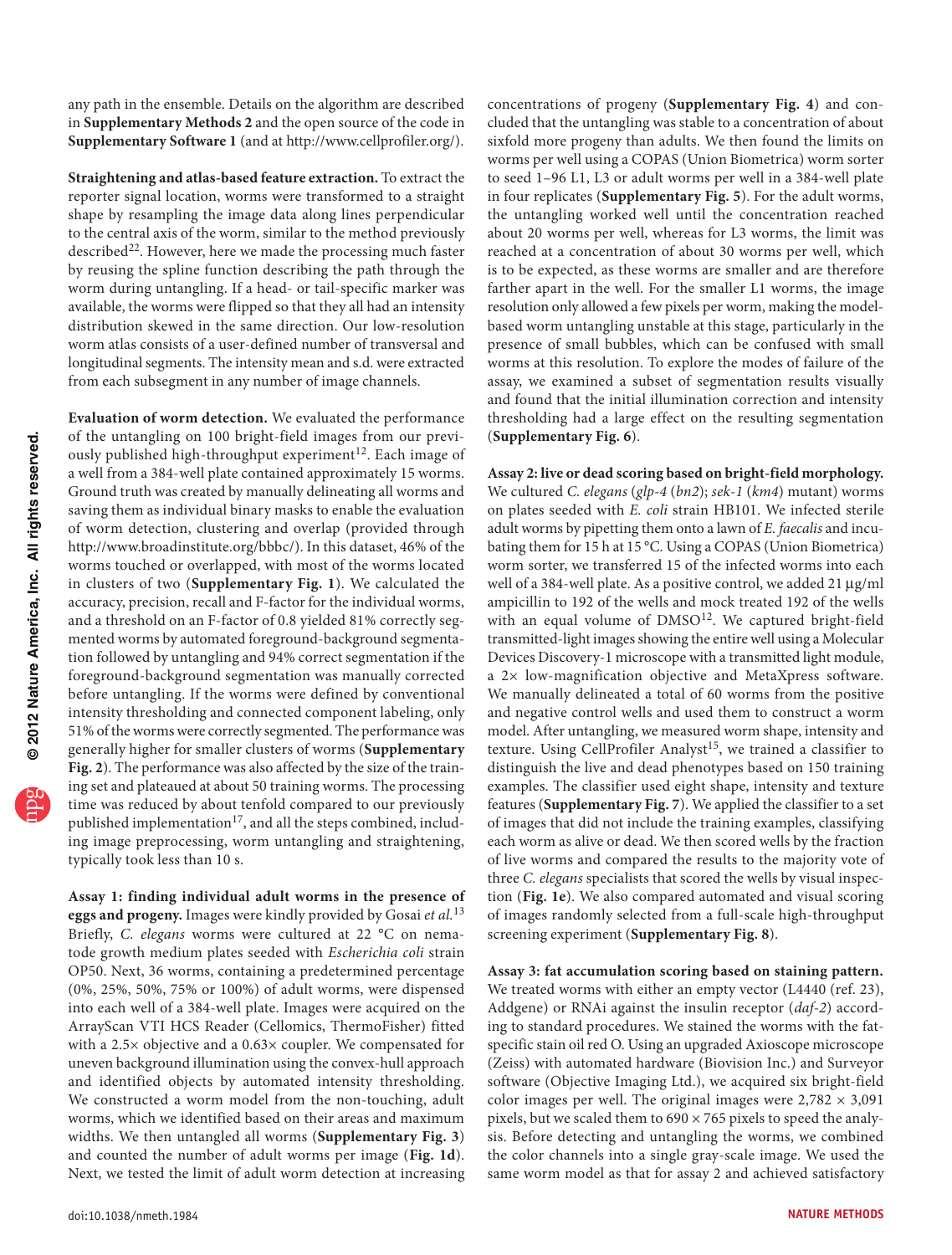any path in the ensemble. Details on the algorithm are described in **Supplementary Methods 2** and the open source of the code in **Supplementary Software 1** (and at http://www.cellprofiler.org/).

**Straightening and atlas-based feature extraction.** To extract the reporter signal location, worms were transformed to a straight shape by resampling the image data along lines perpendicular to the central axis of the worm, similar to the method previously described[22]. However, here we made the processing much faster by reusing the spline function describing the path through the worm during untangling. If a head- or tail-specific marker was available, the worms were flipped so that they all had an intensity distribution skewed in the same direction. Our low-resolution worm atlas consists of a user-defined number of transversal and longitudinal segments. The intensity mean and s.d. were extracted from each subsegment in any number of image channels.

**Evaluation of worm detection.** We evaluated the performance of the untangling on 100 bright-field images from our previously published high-throughput experiment[12]. Each image of a well from a 384-well plate contained approximately 15 worms. Ground truth was created by manually delineating all worms and saving them as individual binary masks to enable the evaluation of worm detection, clustering and overlap (provided through http://www.broadinstitute.org/bbbc/). In this dataset, 46% of the worms touched or overlapped, with most of the worms located in clusters of two (**Supplementary Fig. 1**). We calculated the accuracy, precision, recall and F-factor for the individual worms, and a threshold on an F-factor of 0.8 yielded 81% correctly segmented worms by automated foreground-background segmentation followed by untangling and 94% correct segmentation if the foreground-background segmentation was manually corrected before untangling. If the worms were defined by conventional intensity thresholding and connected component labeling, only 51% of the worms were correctly segmented. The performance was generally higher for smaller clusters of worms (**Supplementary Fig. 2**). The performance was also affected by the size of the training set and plateaued at about 50 training worms. The processing time was reduced by about tenfold compared to our previously published implementation[17], and all the steps combined, including image preprocessing, worm untangling and straightening, typically took less than 10 s.

**Assay 1: finding individual adult worms in the presence of eggs and progeny.** Images were kindly provided by Gosai *et al.*[13] Briefly, *C. elegans* worms were cultured at 22 °C on nematode growth medium plates seeded with *Escherichia coli* strain OP50. Next, 36 worms, containing a predetermined percentage (0%, 25%, 50%, 75% or 100%) of adult worms, were dispensed into each well of a 384-well plate. Images were acquired on the ArrayScan VTI HCS Reader (Cellomics, ThermoFisher) fitted with a 2.5× objective and a 0.63× coupler. We compensated for uneven background illumination using the convex-hull approach and identified objects by automated intensity thresholding. We constructed a worm model from the non-touching, adult worms, which we identified based on their areas and maximum widths. We then untangled all worms (**Supplementary Fig. 3**) and counted the number of adult worms per image (**Fig. 1d**). Next, we tested the limit of adult worm detection at increasing concentrations of progeny (**Supplementary Fig. 4**) and concluded that the untangling was stable to a concentration of about sixfold more progeny than adults. We then found the limits on worms per well using a COPAS (Union Biometrica) worm sorter to seed 1–96 L1, L3 or adult worms per well in a 384-well plate in four replicates (**Supplementary Fig. 5**). For the adult worms, the untangling worked well until the concentration reached about 20 worms per well, whereas for L3 worms, the limit was reached at a concentration of about 30 worms per well, which is to be expected, as these worms are smaller and are therefore farther apart in the well. For the smaller L1 worms, the image resolution only allowed a few pixels per worm, making the model-based worm untangling unstable at this stage, particularly in the presence of small bubbles, which can be confused with small worms at this resolution. To explore the modes of failure of the assay, we examined a subset of segmentation results visually and found that the initial illumination correction and intensity thresholding had a large effect on the resulting segmentation (**Supplementary Fig. 6**).

**Assay 2: live or dead scoring based on bright-field morphology.** We cultured *C. elegans* (*glp-4* (*bn2*); *sek-1* (*km4*) mutant) worms on plates seeded with *E. coli* strain HB101. We infected sterile adult worms by pipetting them onto a lawn of *E. faecalis* and incubating them for 15 h at 15 °C. Using a COPAS (Union Biometrica) worm sorter, we transferred 15 of the infected worms into each well of a 384-well plate. As a positive control, we added 21 μg/ml ampicillin to 192 of the wells and mock treated 192 of the wells with an equal volume of DMSO[12]. We captured bright-field transmitted-light images showing the entire well using a Molecular Devices Discovery-1 microscope with a transmitted light module, a 2× low-magnification objective and MetaXpress software. We manually delineated a total of 60 worms from the positive and negative control wells and used them to construct a worm model. After untangling, we measured worm shape, intensity and texture. Using CellProfiler Analyst[15], we trained a classifier to distinguish the live and dead phenotypes based on 150 training examples. The classifier used eight shape, intensity and texture features (**Supplementary Fig. 7**). We applied the classifier to a set of images that did not include the training examples, classifying each worm as alive or dead. We then scored wells by the fraction of live worms and compared the results to the majority vote of three *C. elegans* specialists that scored the wells by visual inspection (**Fig. 1e**). We also compared automated and visual scoring of images randomly selected from a full-scale high-throughput screening experiment (**Supplementary Fig. 8**).

**Assay 3: fat accumulation scoring based on staining pattern.** We treated worms with either an empty vector (L4440 (ref. 23), Addgene) or RNAi against the insulin receptor (*daf-2*) according to standard procedures. We stained the worms with the fat-specific stain oil red O. Using an upgraded Axioscope microscope (Zeiss) with automated hardware (Biovision Inc.) and Surveyor software (Objective Imaging Ltd.), we acquired six bright-field color images per well. The original images were 2,782 × 3,091 pixels, but we scaled them to 690 × 765 pixels to speed the analysis. Before detecting and untangling the worms, we combined the color channels into a single gray-scale image. We used the same worm model as that for assay 2 and achieved satisfactory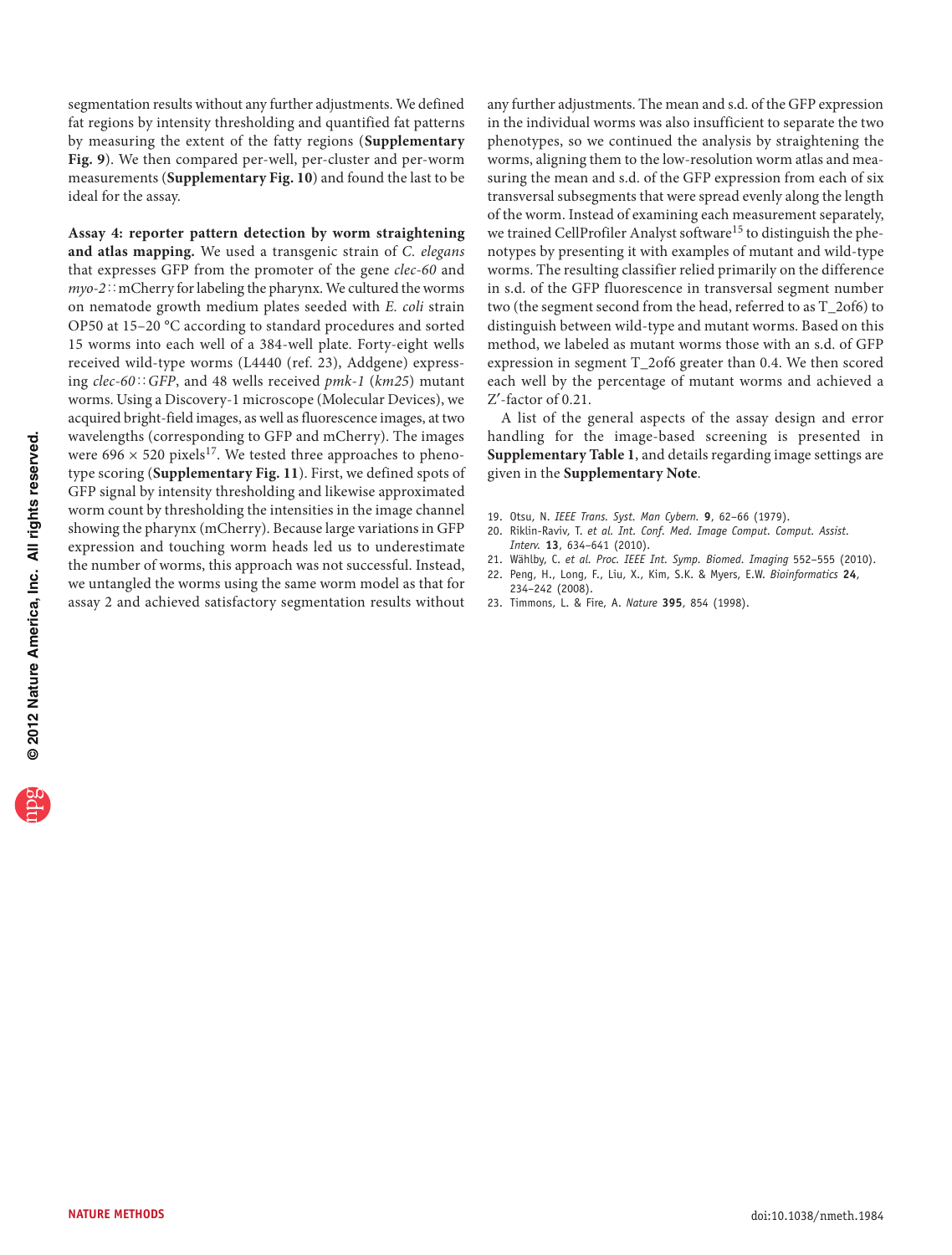segmentation results without any further adjustments. We defined fat regions by intensity thresholding and quantified fat patterns by measuring the extent of the fatty regions (**Supplementary Fig. 9**). We then compared per-well, per-cluster and per-worm measurements (**Supplementary Fig. 10**) and found the last to be ideal for the assay.

**Assay 4: reporter pattern detection by worm straightening and atlas mapping.** We used a transgenic strain of *C. elegans* that expresses GFP from the promoter of the gene *clec-60* and *myo-2*::mCherry for labeling the pharynx. We cultured the worms on nematode growth medium plates seeded with *E. coli* strain OP50 at 15–20 °C according to standard procedures and sorted 15 worms into each well of a 384-well plate. Forty-eight wells received wild-type worms (L4440 (ref. 23), Addgene) expressing *clec-60*::*GFP*, and 48 wells received *pmk-1* (*km25*) mutant worms. Using a Discovery-1 microscope (Molecular Devices), we acquired bright-field images, as well as fluorescence images, at two wavelengths (corresponding to GFP and mCherry). The images were 696 × 520 pixels[17]. We tested three approaches to phenotype scoring (**Supplementary Fig. 11**). First, we defined spots of GFP signal by intensity thresholding and likewise approximated worm count by thresholding the intensities in the image channel showing the pharynx (mCherry). Because large variations in GFP expression and touching worm heads led us to underestimate the number of worms, this approach was not successful. Instead, we untangled the worms using the same worm model as that for assay 2 and achieved satisfactory segmentation results without any further adjustments. The mean and s.d. of the GFP expression in the individual worms was also insufficient to separate the two phenotypes, so we continued the analysis by straightening the worms, aligning them to the low-resolution worm atlas and measuring the mean and s.d. of the GFP expression from each of six transversal subsegments that were spread evenly along the length of the worm. Instead of examining each measurement separately, we trained CellProfiler Analyst software[15] to distinguish the phenotypes by presenting it with examples of mutant and wild-type worms. The resulting classifier relied primarily on the difference in s.d. of the GFP fluorescence in transversal segment number two (the segment second from the head, referred to as T_2of6) to distinguish between wild-type and mutant worms. Based on this method, we labeled as mutant worms those with an s.d. of GFP expression in segment T_2of6 greater than 0.4. We then scored each well by the percentage of mutant worms and achieved a Z′-factor of 0.21.

A list of the general aspects of the assay design and error handling for the image-based screening is presented in **Supplementary Table 1**, and details regarding image settings are given in the **Supplementary Note**.

19. Otsu, N. *IEEE Trans. Syst. Man Cybern.* **9**, 62–66 (1979).
20. Riklin-Raviv, T. *et al. Int. Conf. Med. Image Comput. Comput. Assist. Interv.* **13**, 634–641 (2010).
21. Wählby, C. *et al. Proc. IEEE Int. Symp. Biomed. Imaging* 552–555 (2010).
22. Peng, H., Long, F., Liu, X., Kim, S.K. & Myers, E.W. *Bioinformatics* **24**, 234–242 (2008).
23. Timmons, L. & Fire, A. *Nature* **395**, 854 (1998).